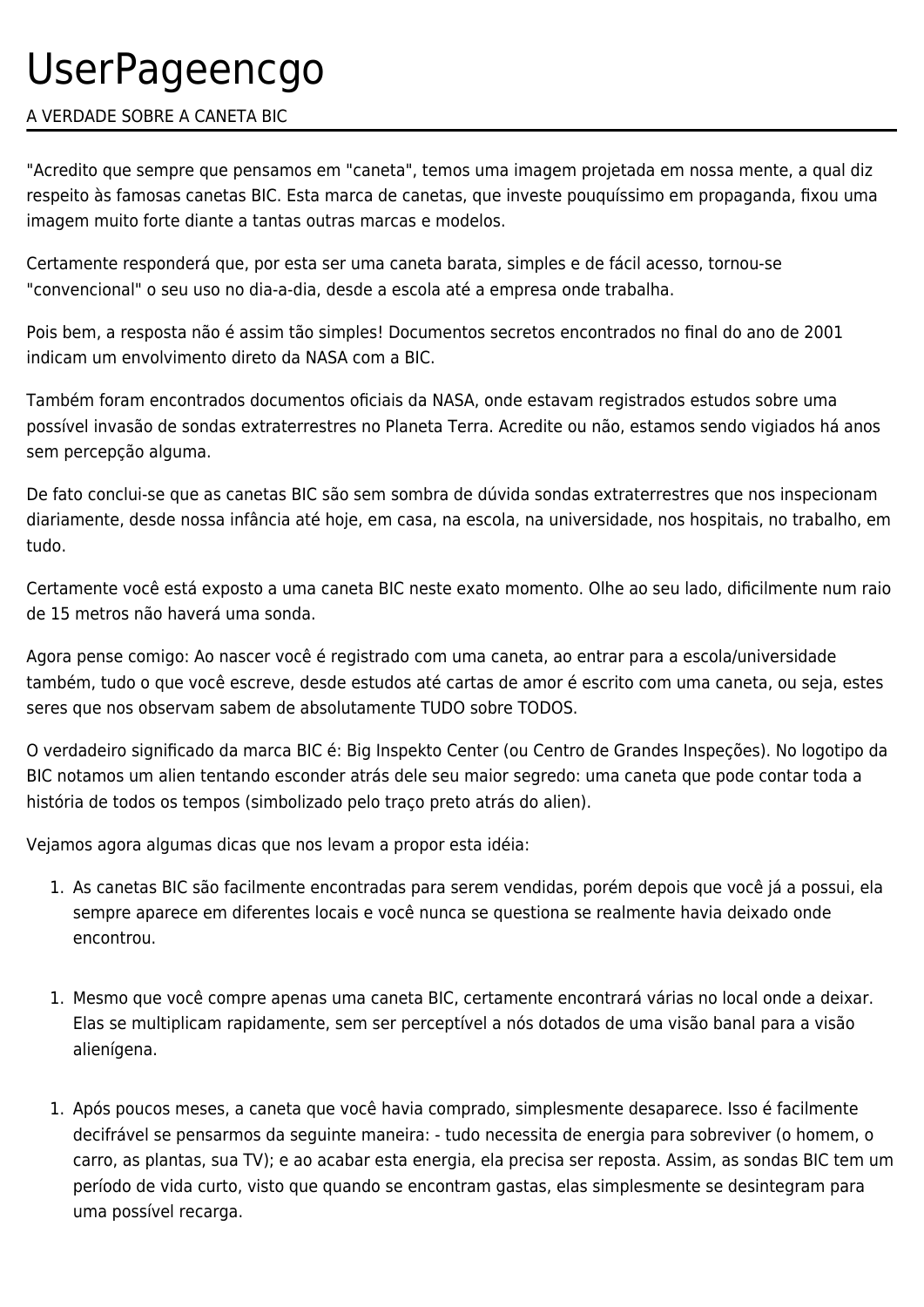# UserPageencgo

A VERDADE SOBRE A CANETA BIC

"Acredito que sempre que pensamos em "caneta", temos uma imagem projetada em nossa mente, a qual diz respeito às famosas canetas BIC. Esta marca de canetas, que investe pouquíssimo em propaganda, fixou uma imagem muito forte diante a tantas outras marcas e modelos.

Certamente responderá que, por esta ser uma caneta barata, simples e de fácil acesso, tornou-se "convencional" o seu uso no dia-a-dia, desde a escola até a empresa onde trabalha.

Pois bem, a resposta não é assim tão simples! Documentos secretos encontrados no final do ano de 2001 indicam um envolvimento direto da NASA com a BIC.

Também foram encontrados documentos oficiais da NASA, onde estavam registrados estudos sobre uma possível invasão de sondas extraterrestres no Planeta Terra. Acredite ou não, estamos sendo vigiados há anos sem percepção alguma.

De fato conclui-se que as canetas BIC são sem sombra de dúvida sondas extraterrestres que nos inspecionam diariamente, desde nossa infância até hoje, em casa, na escola, na universidade, nos hospitais, no trabalho, em tudo.

Certamente você está exposto a uma caneta BIC neste exato momento. Olhe ao seu lado, dificilmente num raio de 15 metros não haverá uma sonda.

Agora pense comigo: Ao nascer você é registrado com uma caneta, ao entrar para a escola/universidade também, tudo o que você escreve, desde estudos até cartas de amor é escrito com uma caneta, ou seja, estes seres que nos observam sabem de absolutamente TUDO sobre TODOS.

O verdadeiro significado da marca BIC é: Big Inspekto Center (ou Centro de Grandes Inspeções). No logotipo da BIC notamos um alien tentando esconder atrás dele seu maior segredo: uma caneta que pode contar toda a história de todos os tempos (simbolizado pelo traço preto atrás do alien).

Vejamos agora algumas dicas que nos levam a propor esta idéia:

1. As canetas BIC são facilmente encontradas para serem vendidas, porém depois que você já a possui, ela sempre aparece em diferentes locais e você nunca se questiona se realmente havia deixado onde encontrou.

1. Mesmo que você compre apenas uma caneta BIC, certamente encontrará várias no local onde a deixar. Elas se multiplicam rapidamente, sem ser perceptível a nós dotados de uma visão banal para a visão alienígena.

1. Após poucos meses, a caneta que você havia comprado, simplesmente desaparece. Isso é facilmente decifrável se pensarmos da seguinte maneira: - tudo necessita de energia para sobreviver (o homem, o carro, as plantas, sua TV); e ao acabar esta energia, ela precisa ser reposta. Assim, as sondas BIC tem um período de vida curto, visto que quando se encontram gastas, elas simplesmente se desintegram para uma possível recarga.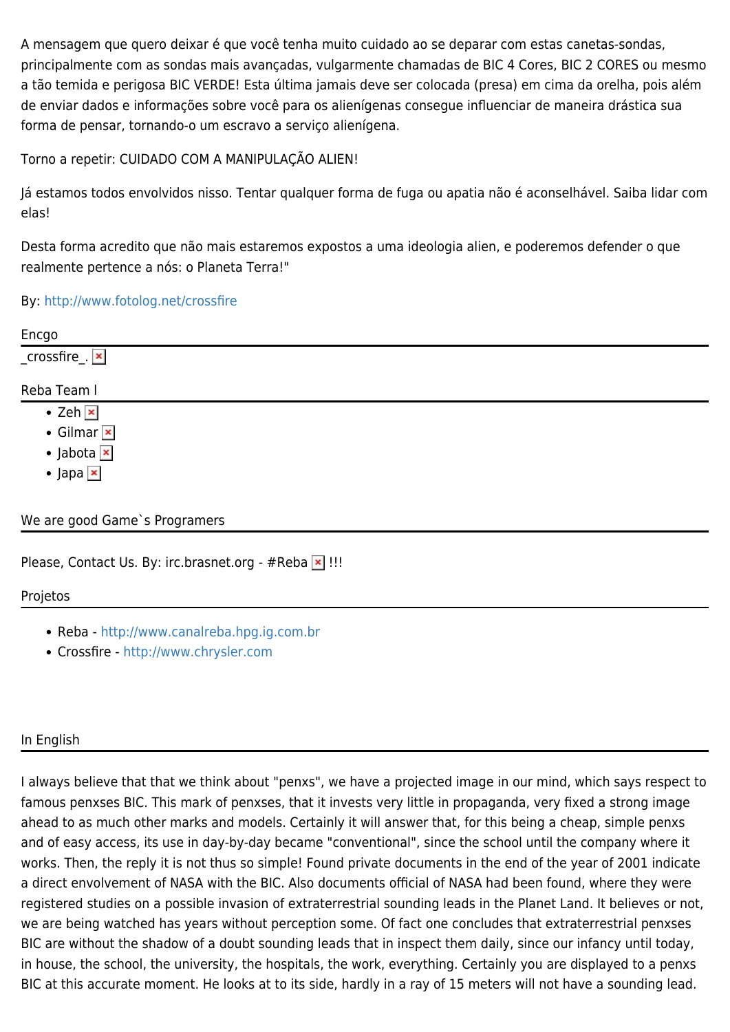A mensagem que quero deixar é que você tenha muito cuidado ao se deparar com estas canetas-sondas, principalmente com as sondas mais avançadas, vulgarmente chamadas de BIC 4 Cores, BIC 2 CORES ou mesmo a tão temida e perigosa BIC VERDE! Esta última jamais deve ser colocada (presa) em cima da orelha, pois além de enviar dados e informações sobre você para os alienígenas consegue influenciar de maneira drástica sua forma de pensar, tornando-o um escravo a serviço alienígena.

Torno a repetir: CUIDADO COM A MANIPULAÇÃO ALIEN!

Já estamos todos envolvidos nisso. Tentar qualquer forma de fuga ou apatia não é aconselhável. Saiba lidar com elas!

Desta forma acredito que não mais estaremos expostos a uma ideologia alien, e poderemos defender o que realmente pertence a nós: o Planeta Terra!"

By: http://www.fotolog.net/crossfire

## Encgo

_crossfire_.

## Reba Team I

- Zeh
- Gilmar
- Jabota
- Japa

## We are good Game`s Programers

Please, Contact Us. By: irc.brasnet.org - #Reba !!!

## Projetos

- Reba - http://www.canalreba.hpg.ig.com.br
- Crossfire - http://www.chrysler.com

## In English

I always believe that that we think about "penxs", we have a projected image in our mind, which says respect to famous penxses BIC. This mark of penxses, that it invests very little in propaganda, very fixed a strong image ahead to as much other marks and models. Certainly it will answer that, for this being a cheap, simple penxs and of easy access, its use in day-by-day became "conventional", since the school until the company where it works. Then, the reply it is not thus so simple! Found private documents in the end of the year of 2001 indicate a direct envolvement of NASA with the BIC. Also documents official of NASA had been found, where they were registered studies on a possible invasion of extraterrestrial sounding leads in the Planet Land. It believes or not, we are being watched has years without perception some. Of fact one concludes that extraterrestrial penxses BIC are without the shadow of a doubt sounding leads that in inspect them daily, since our infancy until today, in house, the school, the university, the hospitals, the work, everything. Certainly you are displayed to a penxs BIC at this accurate moment. He looks at to its side, hardly in a ray of 15 meters will not have a sounding lead.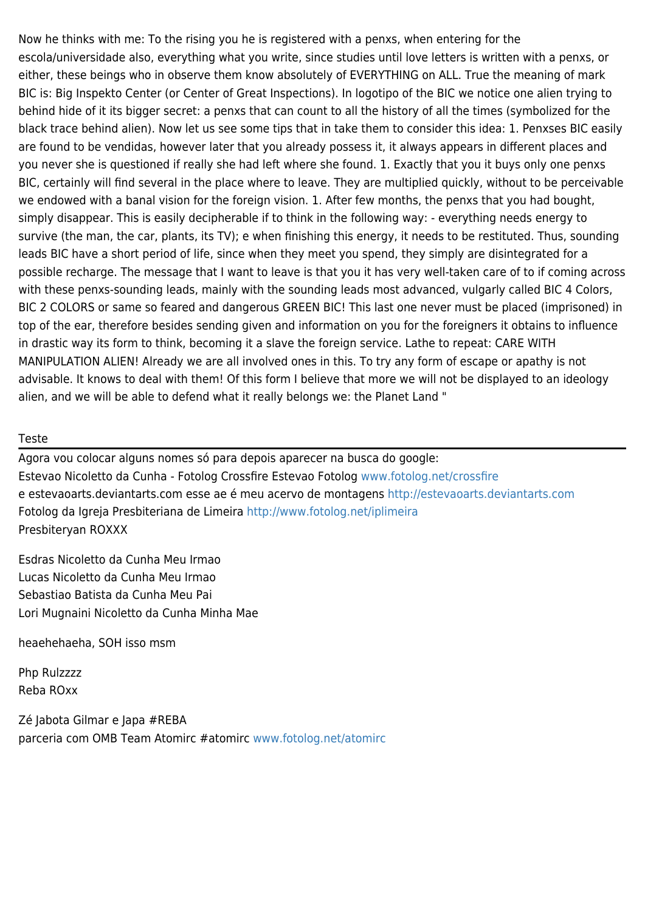Now he thinks with me: To the rising you he is registered with a penxs, when entering for the escola/universidade also, everything what you write, since studies until love letters is written with a penxs, or either, these beings who in observe them know absolutely of EVERYTHING on ALL. True the meaning of mark BIC is: Big Inspekto Center (or Center of Great Inspections). In logotipo of the BIC we notice one alien trying to behind hide of it its bigger secret: a penxs that can count to all the history of all the times (symbolized for the black trace behind alien). Now let us see some tips that in take them to consider this idea: 1. Penxses BIC easily are found to be vendidas, however later that you already possess it, it always appears in different places and you never she is questioned if really she had left where she found. 1. Exactly that you it buys only one penxs BIC, certainly will find several in the place where to leave. They are multiplied quickly, without to be perceivable we endowed with a banal vision for the foreign vision. 1. After few months, the penxs that you had bought, simply disappear. This is easily decipherable if to think in the following way: - everything needs energy to survive (the man, the car, plants, its TV); e when finishing this energy, it needs to be restituted. Thus, sounding leads BIC have a short period of life, since when they meet you spend, they simply are disintegrated for a possible recharge. The message that I want to leave is that you it has very well-taken care of to if coming across with these penxs-sounding leads, mainly with the sounding leads most advanced, vulgarly called BIC 4 Colors, BIC 2 COLORS or same so feared and dangerous GREEN BIC! This last one never must be placed (imprisoned) in top of the ear, therefore besides sending given and information on you for the foreigners it obtains to influence in drastic way its form to think, becoming it a slave the foreign service. Lathe to repeat: CARE WITH MANIPULATION ALIEN! Already we are all involved ones in this. To try any form of escape or apathy is not advisable. It knows to deal with them! Of this form I believe that more we will not be displayed to an ideology alien, and we will be able to defend what it really belongs we: the Planet Land "

## Teste

Agora vou colocar alguns nomes só para depois aparecer na busca do google:
Estevao Nicoletto da Cunha - Fotolog Crossfire Estevao Fotolog www.fotolog.net/crossfire
e estevaoarts.deviantarts.com esse ae é meu acervo de montagens http://estevaoarts.deviantarts.com
Fotolog da Igreja Presbiteriana de Limeira http://www.fotolog.net/iplimeira
Presbiteryan ROXXX

Esdras Nicoletto da Cunha Meu Irmao
Lucas Nicoletto da Cunha Meu Irmao
Sebastiao Batista da Cunha Meu Pai
Lori Mugnaini Nicoletto da Cunha Minha Mae

heaehehaeha, SOH isso msm

Php Rulzzzz
Reba ROxx

Zé Jabota Gilmar e Japa #REBA
parceria com OMB Team Atomirc #atomirc www.fotolog.net/atomirc